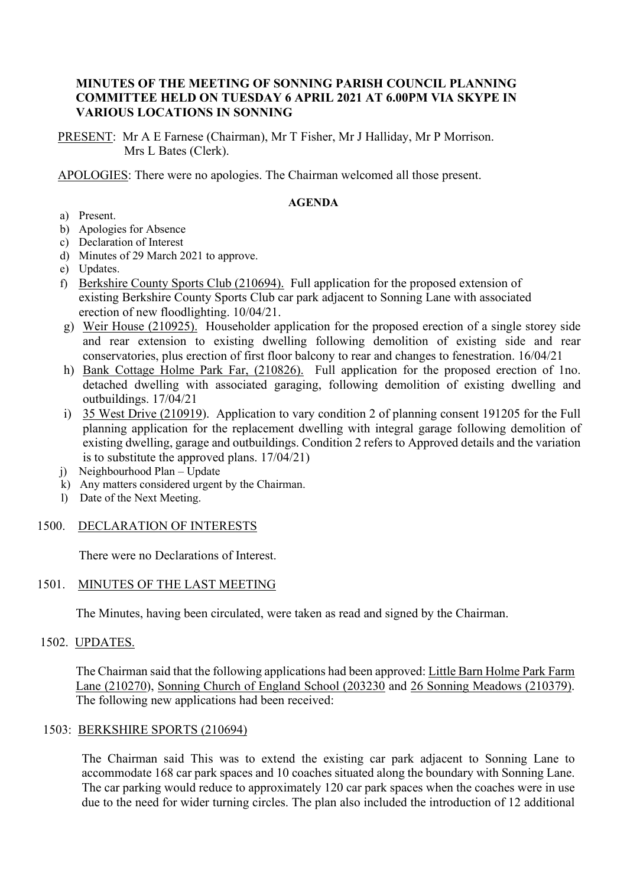**MINUTES OF THE MEETING OF SONNING PARISH COUNCIL PLANNING COMMITTEE HELD ON TUESDAY 6 APRIL 2021 AT 6.00PM VIA SKYPE IN VARIOUS LOCATIONS IN SONNING**

PRESENT: Mr A E Farnese (Chairman), Mr T Fisher, Mr J Halliday, Mr P Morrison. Mrs L Bates (Clerk).

APOLOGIES: There were no apologies. The Chairman welcomed all those present.

**AGENDA**

a) Present.
b) Apologies for Absence
c) Declaration of Interest
d) Minutes of 29 March 2021 to approve.
e) Updates.
f) Berkshire County Sports Club (210694). Full application for the proposed extension of existing Berkshire County Sports Club car park adjacent to Sonning Lane with associated erection of new floodlighting. 10/04/21.
g) Weir House (210925). Householder application for the proposed erection of a single storey side and rear extension to existing dwelling following demolition of existing side and rear conservatories, plus erection of first floor balcony to rear and changes to fenestration. 16/04/21
h) Bank Cottage Holme Park Far, (210826). Full application for the proposed erection of 1no. detached dwelling with associated garaging, following demolition of existing dwelling and outbuildings. 17/04/21
i) 35 West Drive (210919). Application to vary condition 2 of planning consent 191205 for the Full planning application for the replacement dwelling with integral garage following demolition of existing dwelling, garage and outbuildings. Condition 2 refers to Approved details and the variation is to substitute the approved plans. 17/04/21)
j) Neighbourhood Plan – Update
k) Any matters considered urgent by the Chairman.
l) Date of the Next Meeting.

1500. DECLARATION OF INTERESTS

There were no Declarations of Interest.

1501. MINUTES OF THE LAST MEETING

The Minutes, having been circulated, were taken as read and signed by the Chairman.

1502. UPDATES.

The Chairman said that the following applications had been approved: Little Barn Holme Park Farm Lane (210270), Sonning Church of England School (203230 and 26 Sonning Meadows (210379). The following new applications had been received:

1503: BERKSHIRE SPORTS (210694)

The Chairman said This was to extend the existing car park adjacent to Sonning Lane to accommodate 168 car park spaces and 10 coaches situated along the boundary with Sonning Lane. The car parking would reduce to approximately 120 car park spaces when the coaches were in use due to the need for wider turning circles. The plan also included the introduction of 12 additional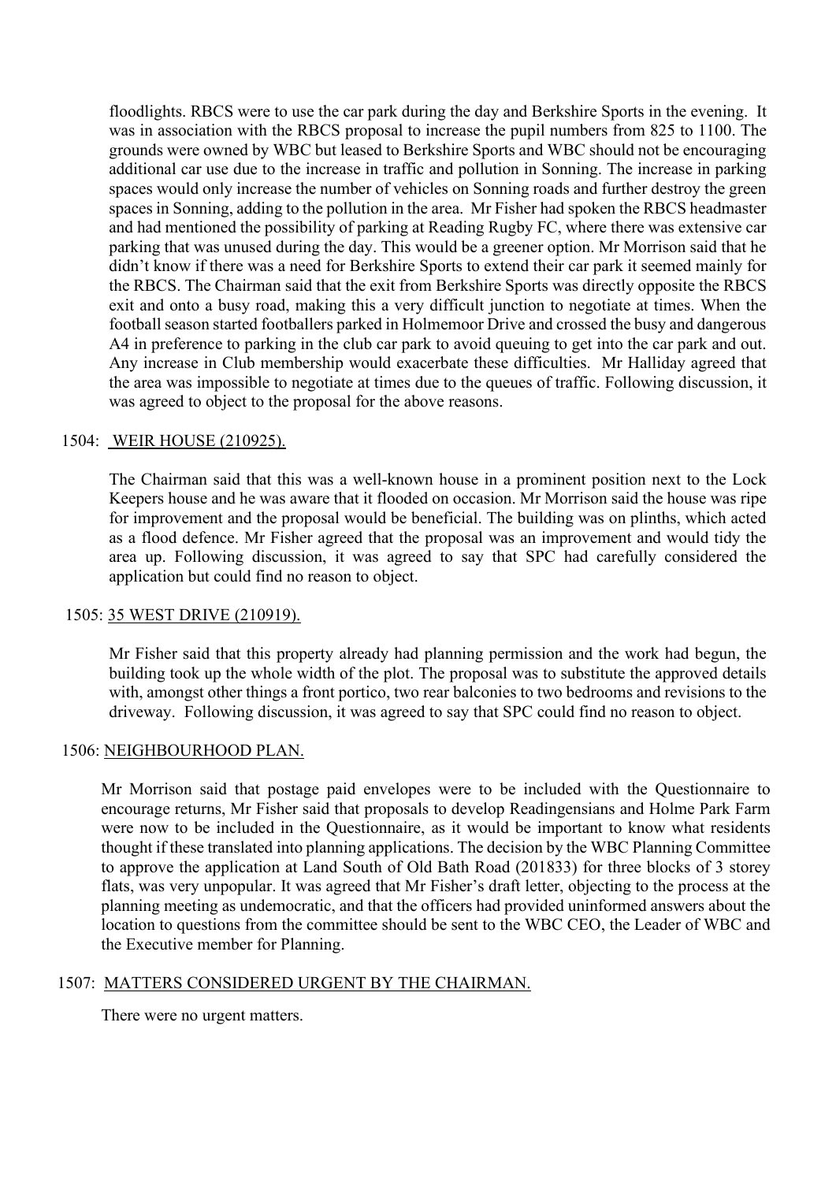floodlights. RBCS were to use the car park during the day and Berkshire Sports in the evening. It was in association with the RBCS proposal to increase the pupil numbers from 825 to 1100. The grounds were owned by WBC but leased to Berkshire Sports and WBC should not be encouraging additional car use due to the increase in traffic and pollution in Sonning. The increase in parking spaces would only increase the number of vehicles on Sonning roads and further destroy the green spaces in Sonning, adding to the pollution in the area. Mr Fisher had spoken the RBCS headmaster and had mentioned the possibility of parking at Reading Rugby FC, where there was extensive car parking that was unused during the day. This would be a greener option. Mr Morrison said that he didn't know if there was a need for Berkshire Sports to extend their car park it seemed mainly for the RBCS. The Chairman said that the exit from Berkshire Sports was directly opposite the RBCS exit and onto a busy road, making this a very difficult junction to negotiate at times. When the football season started footballers parked in Holmemoor Drive and crossed the busy and dangerous A4 in preference to parking in the club car park to avoid queuing to get into the car park and out. Any increase in Club membership would exacerbate these difficulties. Mr Halliday agreed that the area was impossible to negotiate at times due to the queues of traffic. Following discussion, it was agreed to object to the proposal for the above reasons.

1504: <u>WEIR HOUSE (210925).</u>

The Chairman said that this was a well-known house in a prominent position next to the Lock Keepers house and he was aware that it flooded on occasion. Mr Morrison said the house was ripe for improvement and the proposal would be beneficial. The building was on plinths, which acted as a flood defence. Mr Fisher agreed that the proposal was an improvement and would tidy the area up. Following discussion, it was agreed to say that SPC had carefully considered the application but could find no reason to object.

1505: <u>35 WEST DRIVE (210919).</u>

Mr Fisher said that this property already had planning permission and the work had begun, the building took up the whole width of the plot. The proposal was to substitute the approved details with, amongst other things a front portico, two rear balconies to two bedrooms and revisions to the driveway. Following discussion, it was agreed to say that SPC could find no reason to object.

1506: <u>NEIGHBOURHOOD PLAN.</u>

Mr Morrison said that postage paid envelopes were to be included with the Questionnaire to encourage returns, Mr Fisher said that proposals to develop Readingensians and Holme Park Farm were now to be included in the Questionnaire, as it would be important to know what residents thought if these translated into planning applications. The decision by the WBC Planning Committee to approve the application at Land South of Old Bath Road (201833) for three blocks of 3 storey flats, was very unpopular. It was agreed that Mr Fisher's draft letter, objecting to the process at the planning meeting as undemocratic, and that the officers had provided uninformed answers about the location to questions from the committee should be sent to the WBC CEO, the Leader of WBC and the Executive member for Planning.

1507: <u>MATTERS CONSIDERED URGENT BY THE CHAIRMAN.</u>

There were no urgent matters.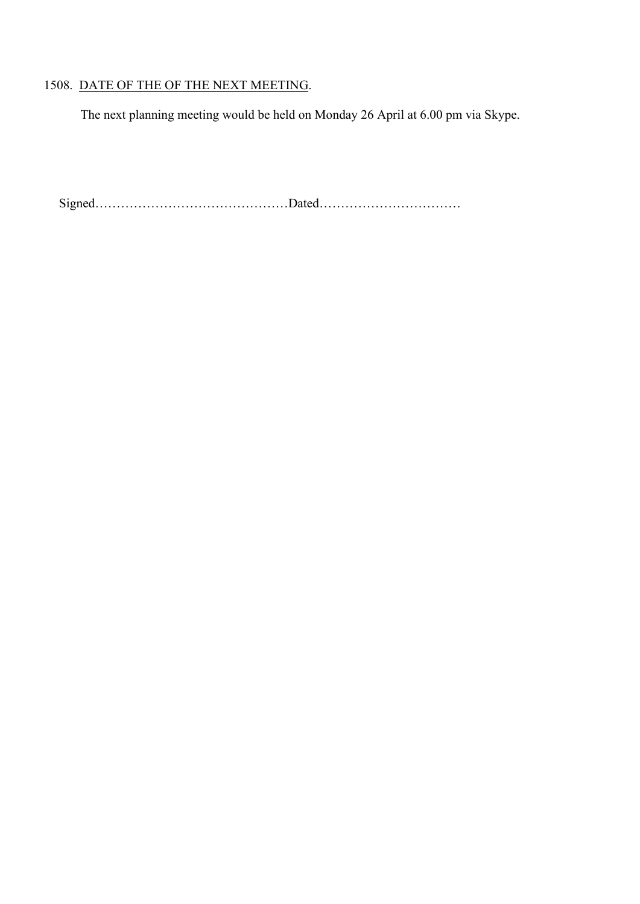1508. <u>DATE OF THE OF THE NEXT MEETING</u>.

The next planning meeting would be held on Monday 26 April at 6.00 pm via Skype.

Signed………………………………………Dated……………………………